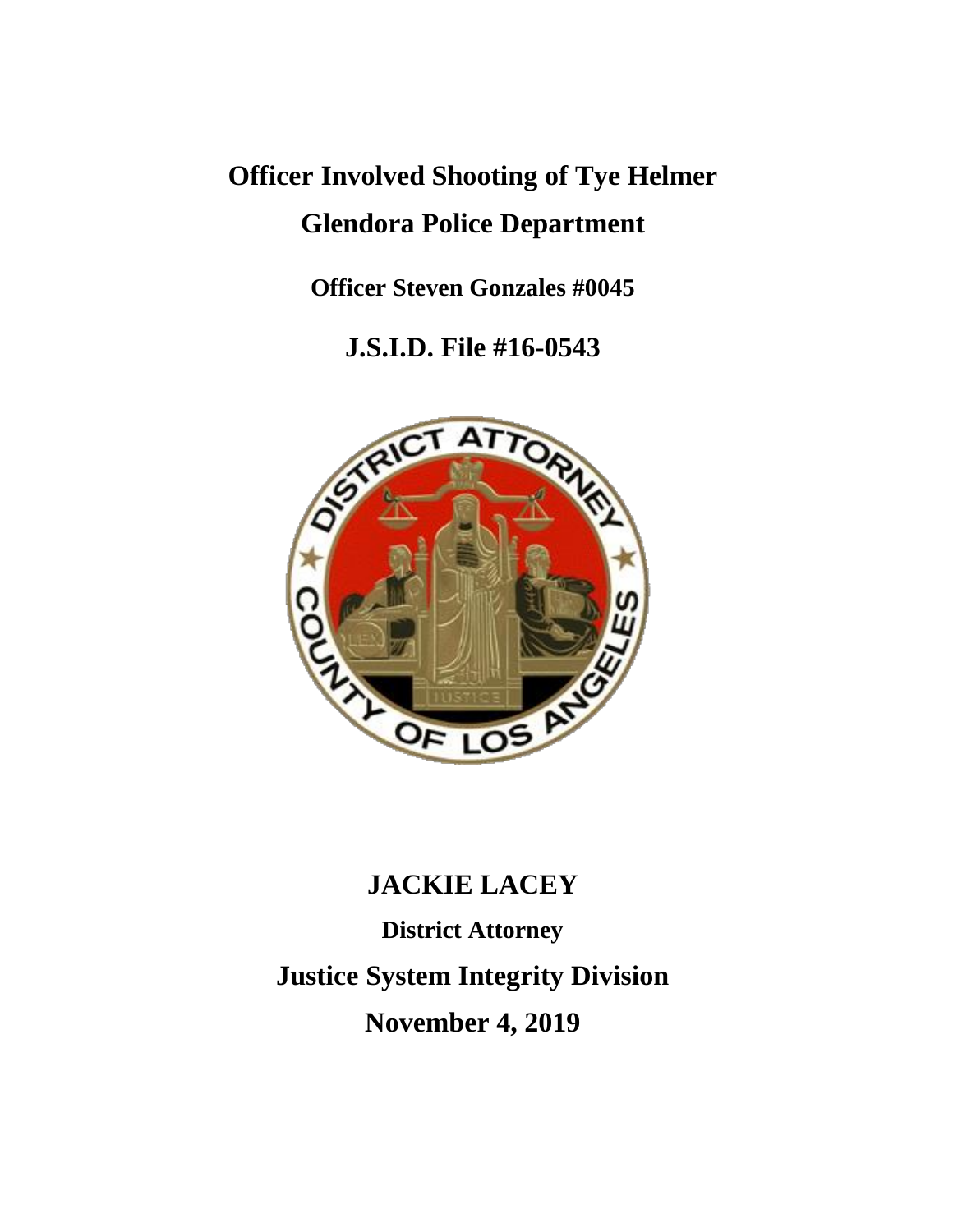# Officer Involved Shooting of Tye Helmer

# Glendora Police Department

**Officer Steven Gonzales #0045**

**J.S.I.D. File #16-0543**

**JACKIE LACEY**

**District Attorney**

**Justice System Integrity Division**

**November 4, 2019**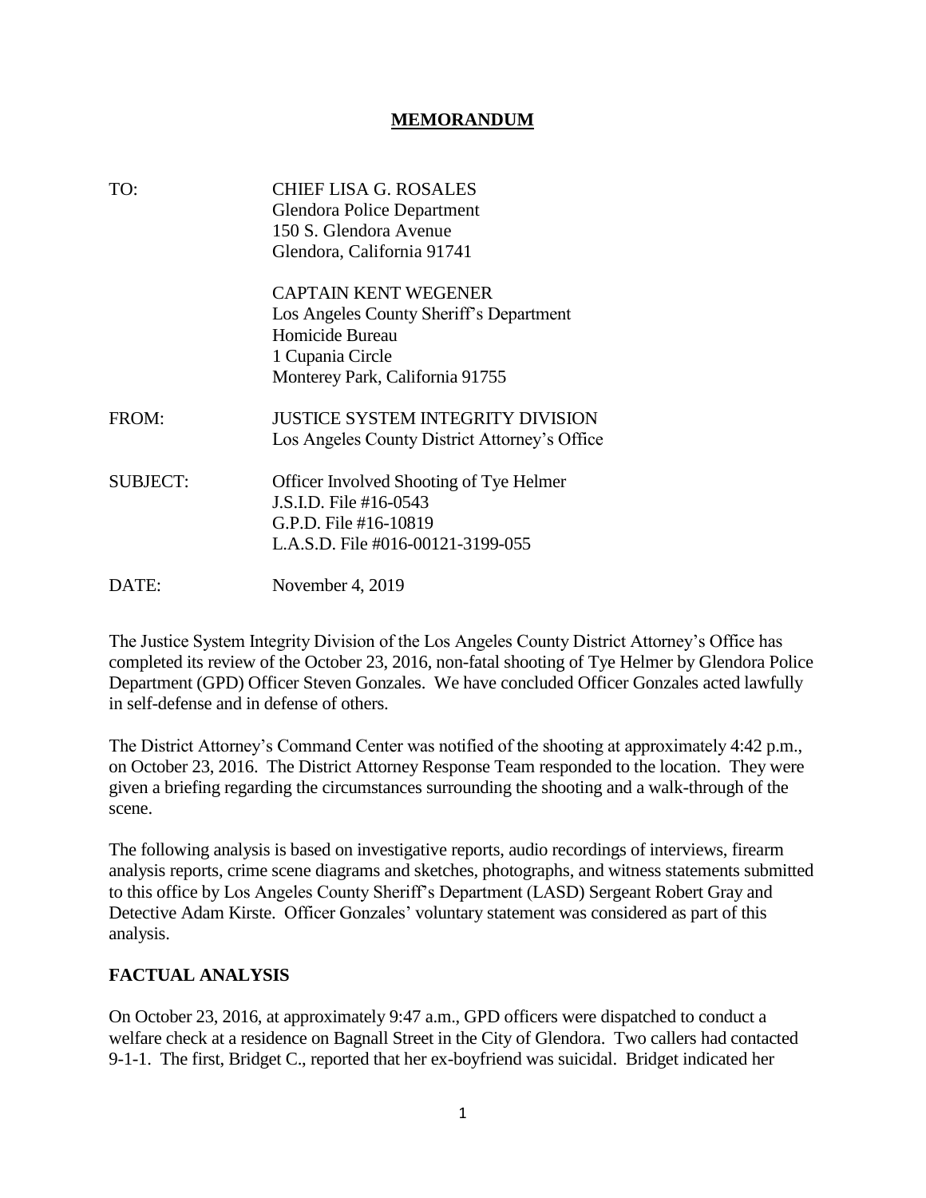## MEMORANDUM

TO: CHIEF LISA G. ROSALES
Glendora Police Department
150 S. Glendora Avenue
Glendora, California 91741

CAPTAIN KENT WEGENER
Los Angeles County Sheriff's Department
Homicide Bureau
1 Cupania Circle
Monterey Park, California 91755

FROM: JUSTICE SYSTEM INTEGRITY DIVISION
Los Angeles County District Attorney's Office

SUBJECT: Officer Involved Shooting of Tye Helmer
J.S.I.D. File #16-0543
G.P.D. File #16-10819
L.A.S.D. File #016-00121-3199-055

DATE: November 4, 2019

The Justice System Integrity Division of the Los Angeles County District Attorney's Office has completed its review of the October 23, 2016, non-fatal shooting of Tye Helmer by Glendora Police Department (GPD) Officer Steven Gonzales. We have concluded Officer Gonzales acted lawfully in self-defense and in defense of others.

The District Attorney's Command Center was notified of the shooting at approximately 4:42 p.m., on October 23, 2016. The District Attorney Response Team responded to the location. They were given a briefing regarding the circumstances surrounding the shooting and a walk-through of the scene.

The following analysis is based on investigative reports, audio recordings of interviews, firearm analysis reports, crime scene diagrams and sketches, photographs, and witness statements submitted to this office by Los Angeles County Sheriff's Department (LASD) Sergeant Robert Gray and Detective Adam Kirste. Officer Gonzales' voluntary statement was considered as part of this analysis.

## FACTUAL ANALYSIS

On October 23, 2016, at approximately 9:47 a.m., GPD officers were dispatched to conduct a welfare check at a residence on Bagnall Street in the City of Glendora. Two callers had contacted 9-1-1. The first, Bridget C., reported that her ex-boyfriend was suicidal. Bridget indicated her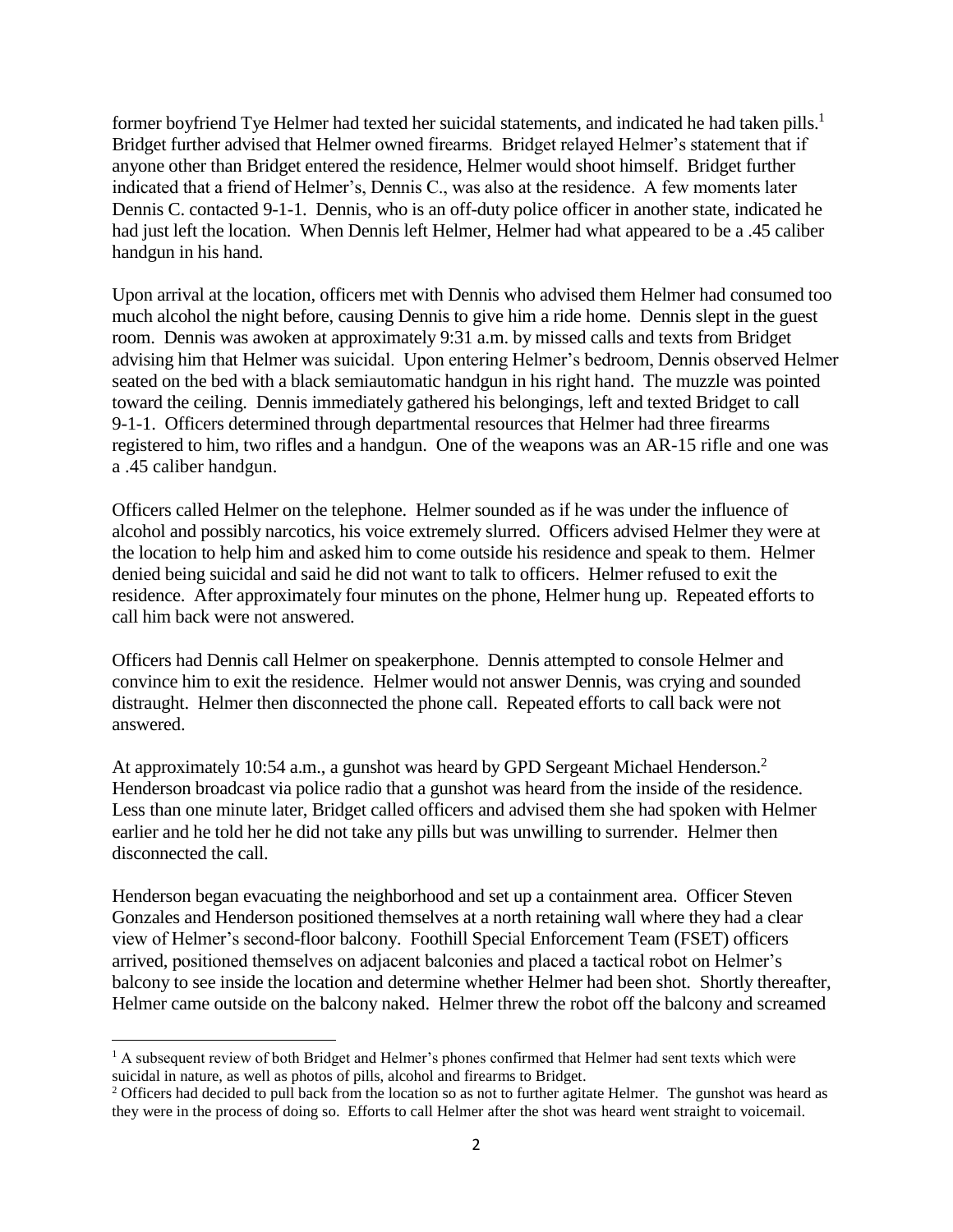former boyfriend Tye Helmer had texted her suicidal statements, and indicated he had taken pills.[1] Bridget further advised that Helmer owned firearms. Bridget relayed Helmer's statement that if anyone other than Bridget entered the residence, Helmer would shoot himself. Bridget further indicated that a friend of Helmer's, Dennis C., was also at the residence. A few moments later Dennis C. contacted 9-1-1. Dennis, who is an off-duty police officer in another state, indicated he had just left the location. When Dennis left Helmer, Helmer had what appeared to be a .45 caliber handgun in his hand.

Upon arrival at the location, officers met with Dennis who advised them Helmer had consumed too much alcohol the night before, causing Dennis to give him a ride home. Dennis slept in the guest room. Dennis was awoken at approximately 9:31 a.m. by missed calls and texts from Bridget advising him that Helmer was suicidal. Upon entering Helmer's bedroom, Dennis observed Helmer seated on the bed with a black semiautomatic handgun in his right hand. The muzzle was pointed toward the ceiling. Dennis immediately gathered his belongings, left and texted Bridget to call 9-1-1. Officers determined through departmental resources that Helmer had three firearms registered to him, two rifles and a handgun. One of the weapons was an AR-15 rifle and one was a .45 caliber handgun.

Officers called Helmer on the telephone. Helmer sounded as if he was under the influence of alcohol and possibly narcotics, his voice extremely slurred. Officers advised Helmer they were at the location to help him and asked him to come outside his residence and speak to them. Helmer denied being suicidal and said he did not want to talk to officers. Helmer refused to exit the residence. After approximately four minutes on the phone, Helmer hung up. Repeated efforts to call him back were not answered.

Officers had Dennis call Helmer on speakerphone. Dennis attempted to console Helmer and convince him to exit the residence. Helmer would not answer Dennis, was crying and sounded distraught. Helmer then disconnected the phone call. Repeated efforts to call back were not answered.

At approximately 10:54 a.m., a gunshot was heard by GPD Sergeant Michael Henderson.[2] Henderson broadcast via police radio that a gunshot was heard from the inside of the residence. Less than one minute later, Bridget called officers and advised them she had spoken with Helmer earlier and he told her he did not take any pills but was unwilling to surrender. Helmer then disconnected the call.

Henderson began evacuating the neighborhood and set up a containment area. Officer Steven Gonzales and Henderson positioned themselves at a north retaining wall where they had a clear view of Helmer's second-floor balcony. Foothill Special Enforcement Team (FSET) officers arrived, positioned themselves on adjacent balconies and placed a tactical robot on Helmer's balcony to see inside the location and determine whether Helmer had been shot. Shortly thereafter, Helmer came outside on the balcony naked. Helmer threw the robot off the balcony and screamed

---

[1] A subsequent review of both Bridget and Helmer's phones confirmed that Helmer had sent texts which were suicidal in nature, as well as photos of pills, alcohol and firearms to Bridget.

[2] Officers had decided to pull back from the location so as not to further agitate Helmer. The gunshot was heard as they were in the process of doing so. Efforts to call Helmer after the shot was heard went straight to voicemail.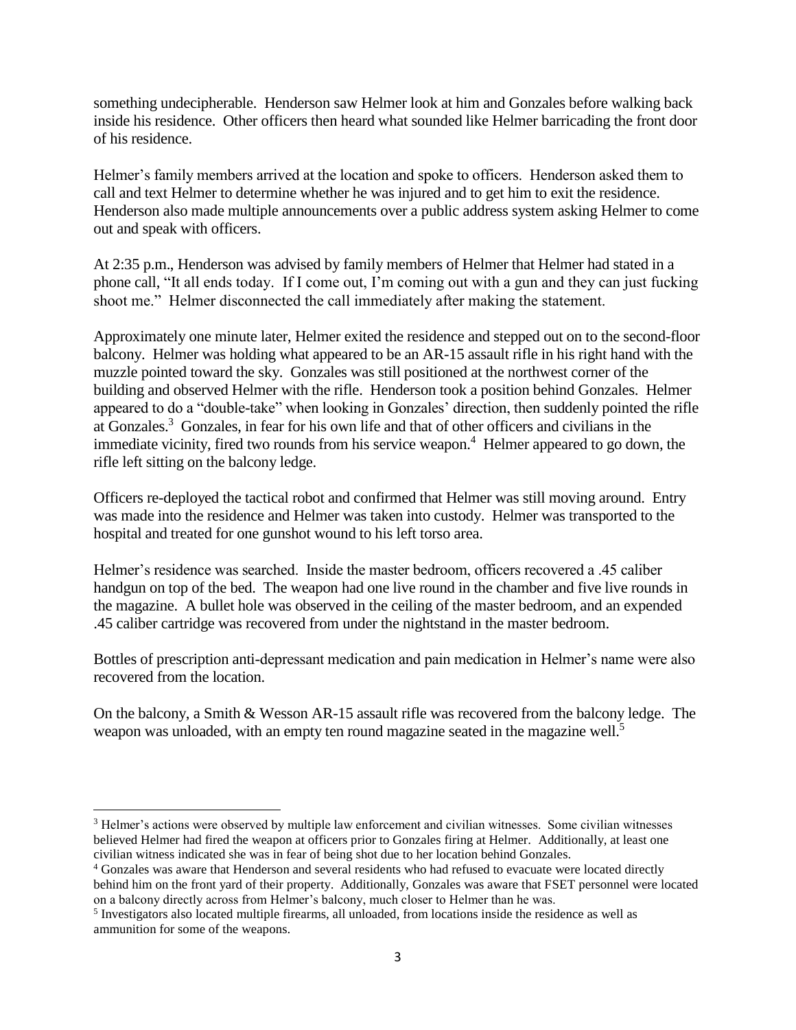something undecipherable. Henderson saw Helmer look at him and Gonzales before walking back inside his residence. Other officers then heard what sounded like Helmer barricading the front door of his residence.

Helmer's family members arrived at the location and spoke to officers. Henderson asked them to call and text Helmer to determine whether he was injured and to get him to exit the residence. Henderson also made multiple announcements over a public address system asking Helmer to come out and speak with officers.

At 2:35 p.m., Henderson was advised by family members of Helmer that Helmer had stated in a phone call, "It all ends today. If I come out, I'm coming out with a gun and they can just fucking shoot me." Helmer disconnected the call immediately after making the statement.

Approximately one minute later, Helmer exited the residence and stepped out on to the second-floor balcony. Helmer was holding what appeared to be an AR-15 assault rifle in his right hand with the muzzle pointed toward the sky. Gonzales was still positioned at the northwest corner of the building and observed Helmer with the rifle. Henderson took a position behind Gonzales. Helmer appeared to do a "double-take" when looking in Gonzales' direction, then suddenly pointed the rifle at Gonzales.[3] Gonzales, in fear for his own life and that of other officers and civilians in the immediate vicinity, fired two rounds from his service weapon.[4] Helmer appeared to go down, the rifle left sitting on the balcony ledge.

Officers re-deployed the tactical robot and confirmed that Helmer was still moving around. Entry was made into the residence and Helmer was taken into custody. Helmer was transported to the hospital and treated for one gunshot wound to his left torso area.

Helmer's residence was searched. Inside the master bedroom, officers recovered a .45 caliber handgun on top of the bed. The weapon had one live round in the chamber and five live rounds in the magazine. A bullet hole was observed in the ceiling of the master bedroom, and an expended .45 caliber cartridge was recovered from under the nightstand in the master bedroom.

Bottles of prescription anti-depressant medication and pain medication in Helmer's name were also recovered from the location.

On the balcony, a Smith & Wesson AR-15 assault rifle was recovered from the balcony ledge. The weapon was unloaded, with an empty ten round magazine seated in the magazine well.[5]

---

[3] Helmer's actions were observed by multiple law enforcement and civilian witnesses. Some civilian witnesses believed Helmer had fired the weapon at officers prior to Gonzales firing at Helmer. Additionally, at least one civilian witness indicated she was in fear of being shot due to her location behind Gonzales.

[4] Gonzales was aware that Henderson and several residents who had refused to evacuate were located directly behind him on the front yard of their property. Additionally, Gonzales was aware that FSET personnel were located on a balcony directly across from Helmer's balcony, much closer to Helmer than he was.

[5] Investigators also located multiple firearms, all unloaded, from locations inside the residence as well as ammunition for some of the weapons.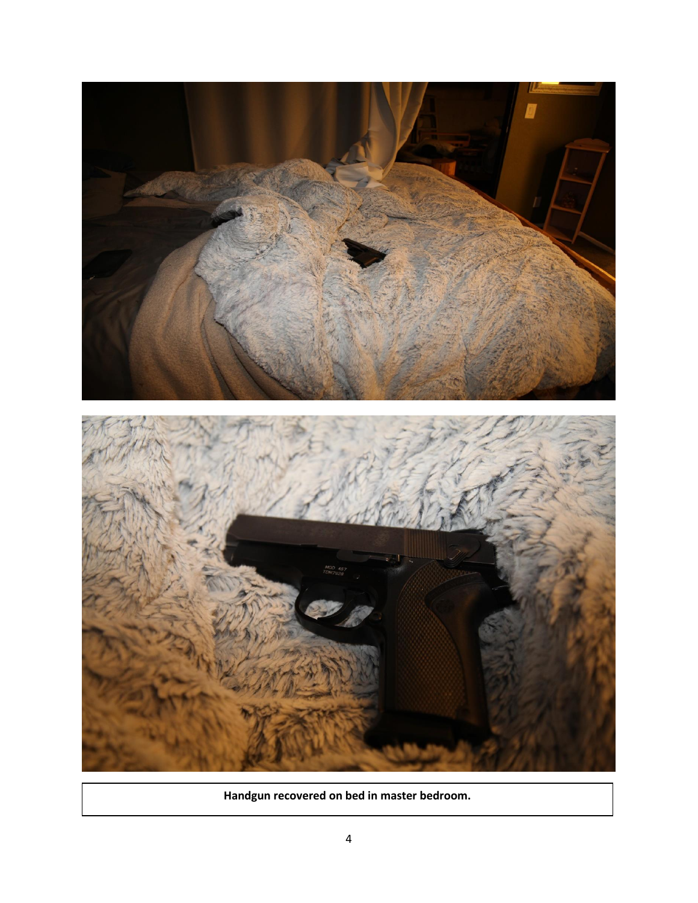**Handgun recovered on bed in master bedroom.**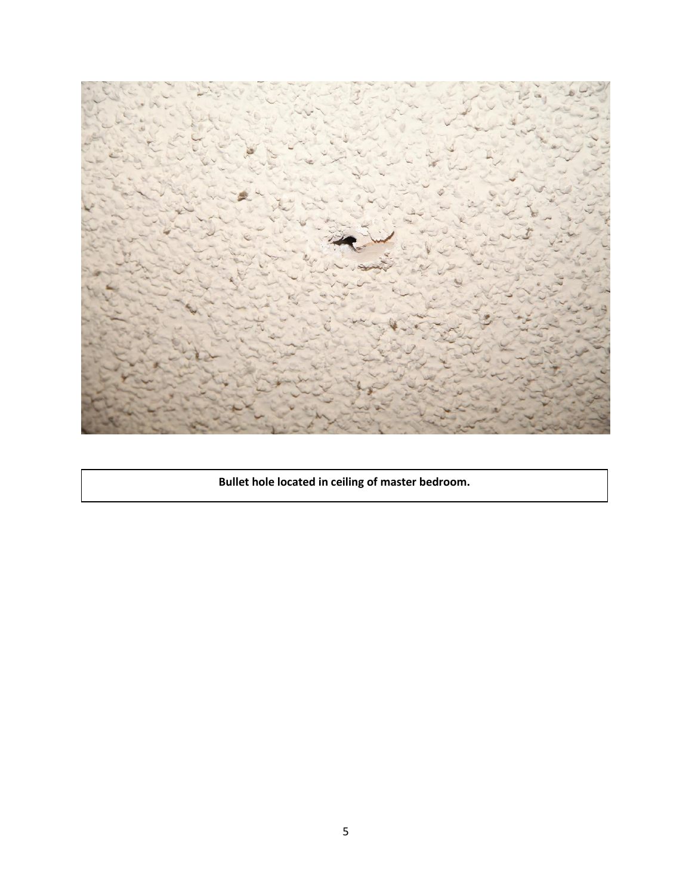**Bullet hole located in ceiling of master bedroom.**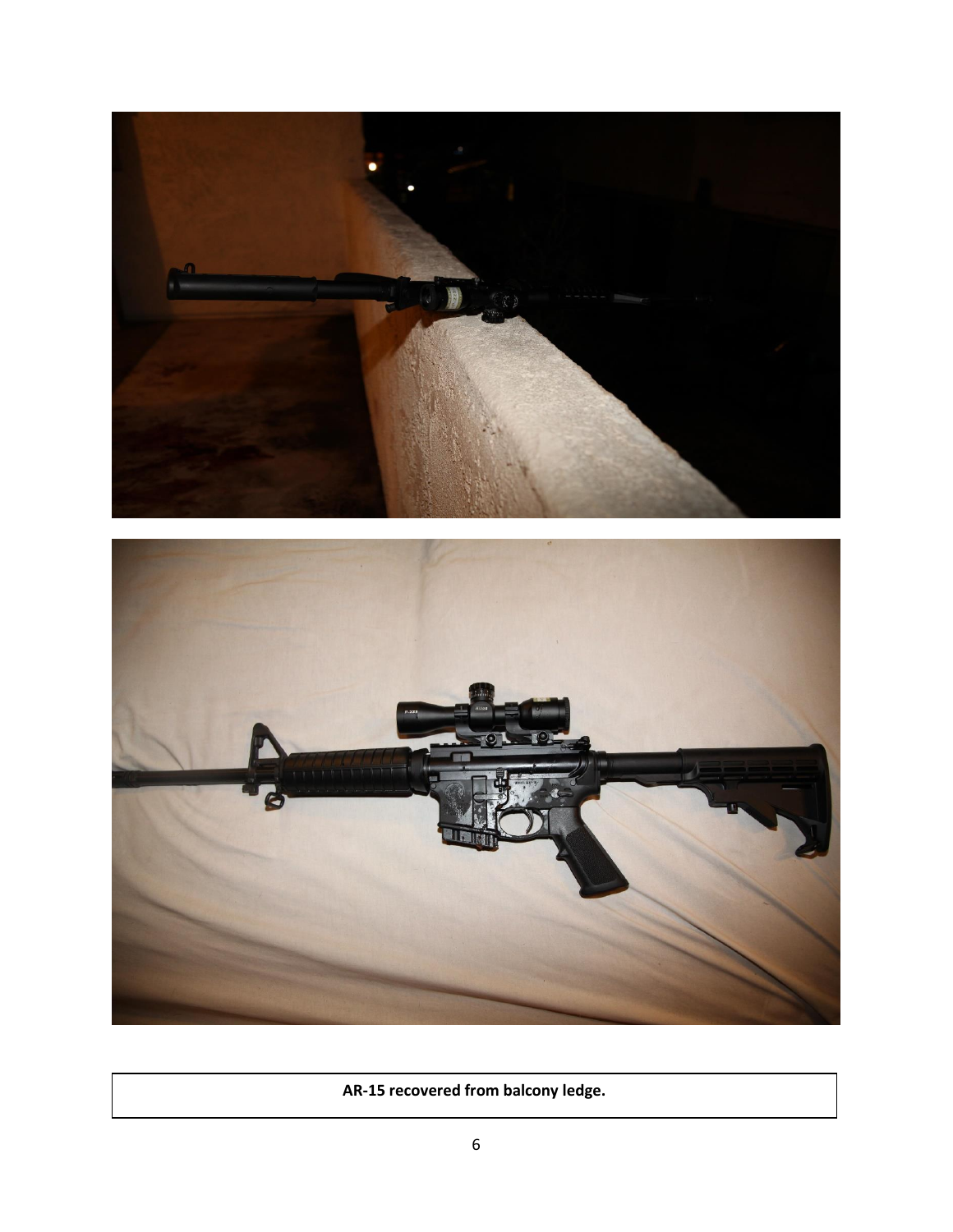**AR-15 recovered from balcony ledge.**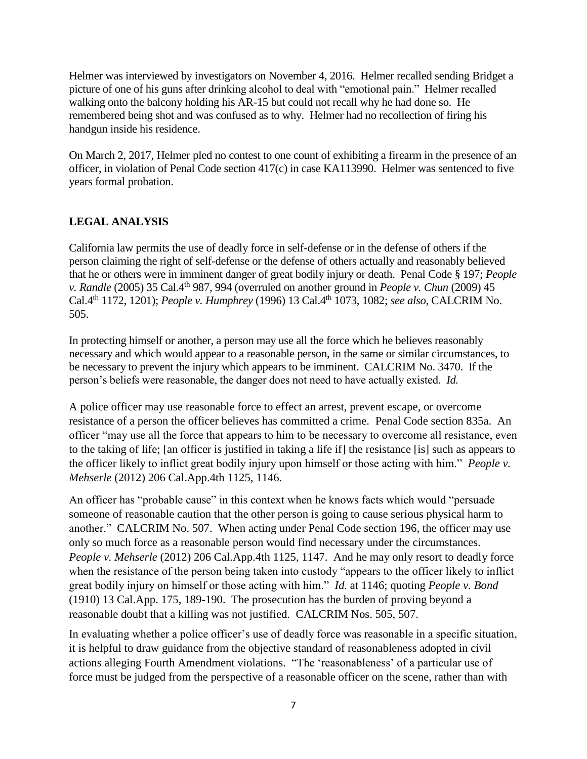Helmer was interviewed by investigators on November 4, 2016. Helmer recalled sending Bridget a picture of one of his guns after drinking alcohol to deal with "emotional pain." Helmer recalled walking onto the balcony holding his AR-15 but could not recall why he had done so. He remembered being shot and was confused as to why. Helmer had no recollection of firing his handgun inside his residence.

On March 2, 2017, Helmer pled no contest to one count of exhibiting a firearm in the presence of an officer, in violation of Penal Code section 417(c) in case KA113990. Helmer was sentenced to five years formal probation.

## LEGAL ANALYSIS

California law permits the use of deadly force in self-defense or in the defense of others if the person claiming the right of self-defense or the defense of others actually and reasonably believed that he or others were in imminent danger of great bodily injury or death. Penal Code § 197; *People v. Randle* (2005) 35 Cal.4th 987, 994 (overruled on another ground in *People v. Chun* (2009) 45 Cal.4th 1172, 1201); *People v. Humphrey* (1996) 13 Cal.4th 1073, 1082; *see also,* CALCRIM No. 505.

In protecting himself or another, a person may use all the force which he believes reasonably necessary and which would appear to a reasonable person, in the same or similar circumstances, to be necessary to prevent the injury which appears to be imminent. CALCRIM No. 3470. If the person's beliefs were reasonable, the danger does not need to have actually existed. *Id.*

A police officer may use reasonable force to effect an arrest, prevent escape, or overcome resistance of a person the officer believes has committed a crime. Penal Code section 835a. An officer "may use all the force that appears to him to be necessary to overcome all resistance, even to the taking of life; [an officer is justified in taking a life if] the resistance [is] such as appears to the officer likely to inflict great bodily injury upon himself or those acting with him." *People v. Mehserle* (2012) 206 Cal.App.4th 1125, 1146.

An officer has "probable cause" in this context when he knows facts which would "persuade someone of reasonable caution that the other person is going to cause serious physical harm to another." CALCRIM No. 507. When acting under Penal Code section 196, the officer may use only so much force as a reasonable person would find necessary under the circumstances. *People v. Mehserle* (2012) 206 Cal.App.4th 1125, 1147. And he may only resort to deadly force when the resistance of the person being taken into custody "appears to the officer likely to inflict great bodily injury on himself or those acting with him." *Id.* at 1146; quoting *People v. Bond* (1910) 13 Cal.App. 175, 189-190. The prosecution has the burden of proving beyond a reasonable doubt that a killing was not justified. CALCRIM Nos. 505, 507.

In evaluating whether a police officer's use of deadly force was reasonable in a specific situation, it is helpful to draw guidance from the objective standard of reasonableness adopted in civil actions alleging Fourth Amendment violations. "The 'reasonableness' of a particular use of force must be judged from the perspective of a reasonable officer on the scene, rather than with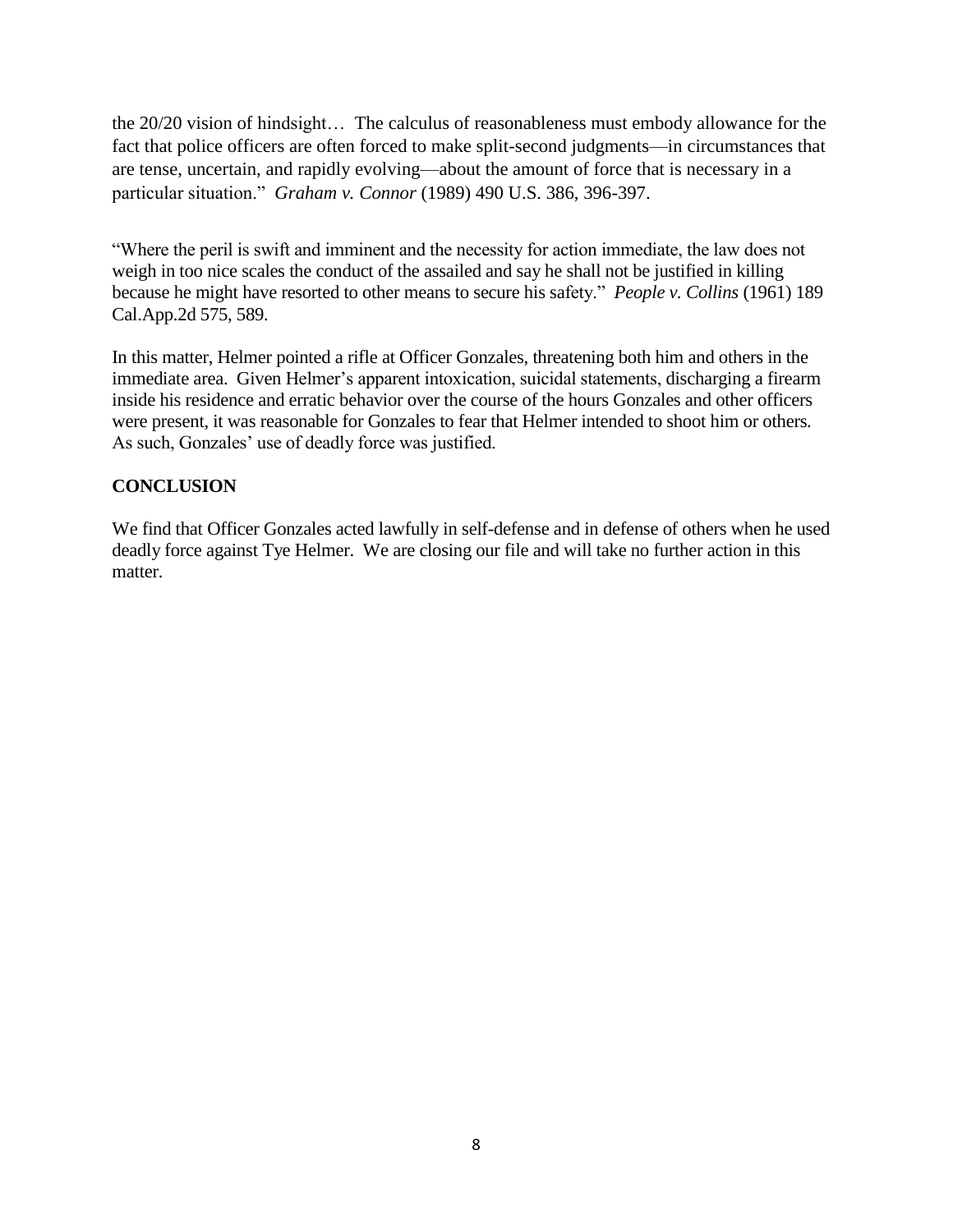the 20/20 vision of hindsight… The calculus of reasonableness must embody allowance for the fact that police officers are often forced to make split-second judgments—in circumstances that are tense, uncertain, and rapidly evolving—about the amount of force that is necessary in a particular situation." *Graham v. Connor* (1989) 490 U.S. 386, 396-397.

"Where the peril is swift and imminent and the necessity for action immediate, the law does not weigh in too nice scales the conduct of the assailed and say he shall not be justified in killing because he might have resorted to other means to secure his safety." *People v. Collins* (1961) 189 Cal.App.2d 575, 589.

In this matter, Helmer pointed a rifle at Officer Gonzales, threatening both him and others in the immediate area. Given Helmer's apparent intoxication, suicidal statements, discharging a firearm inside his residence and erratic behavior over the course of the hours Gonzales and other officers were present, it was reasonable for Gonzales to fear that Helmer intended to shoot him or others. As such, Gonzales' use of deadly force was justified.

## CONCLUSION

We find that Officer Gonzales acted lawfully in self-defense and in defense of others when he used deadly force against Tye Helmer. We are closing our file and will take no further action in this matter.